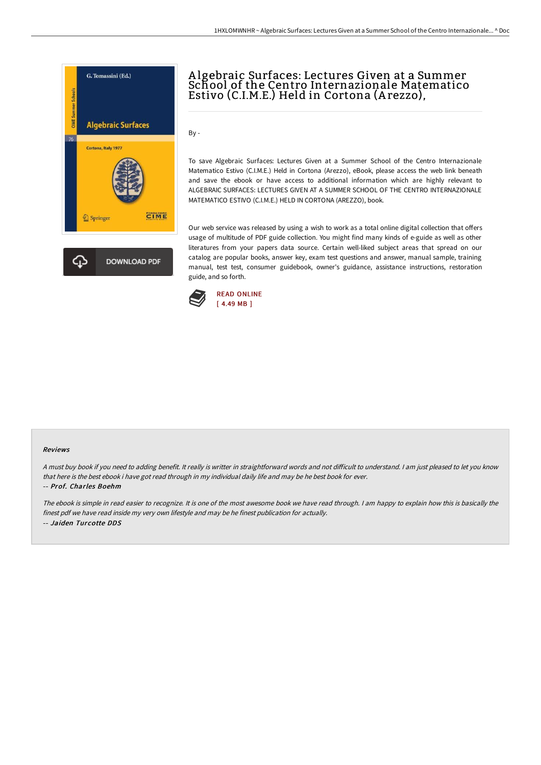# Algebraic Surfaces: Lectures Given at a Summer School of the Centro Internazionale Matematico Estivo (C.I.M.E.) Held in Cortona (Arezzo),

By -

To save Algebraic Surfaces: Lectures Given at a Summer School of the Centro Internazionale Matematico Estivo (C.I.M.E.) Held in Cortona (Arezzo), eBook, please access the web link beneath and save the ebook or have access to additional information which are highly relevant to ALGEBRAIC SURFACES: LECTURES GIVEN AT A SUMMER SCHOOL OF THE CENTRO INTERNAZIONALE MATEMATICO ESTIVO (C.I.M.E.) HELD IN CORTONA (AREZZO), book.

Our web service was released by using a wish to work as a total online digital collection that offers usage of multitude of PDF guide collection. You might find many kinds of e-guide as well as other literatures from your papers data source. Certain well-liked subject areas that spread on our catalog are popular books, answer key, exam test questions and answer, manual sample, training manual, test test, consumer guidebook, owner's guidance, assistance instructions, restoration guide, and so forth.

READ ONLINE
[ 4.49 MB ]

### Reviews

*A must buy book if you need to adding benefit. It really is writter in straightforward words and not difficult to understand. I am just pleased to let you know that here is the best ebook i have got read through in my individual daily life and may be he best book for ever.*

-- ***Prof. Charles Boehm***

*The ebook is simple in read easier to recognize. It is one of the most awesome book we have read through. I am happy to explain how this is basically the finest pdf we have read inside my very own lifestyle and may be he finest publication for actually.*

-- ***Jaiden Turcotte DDS***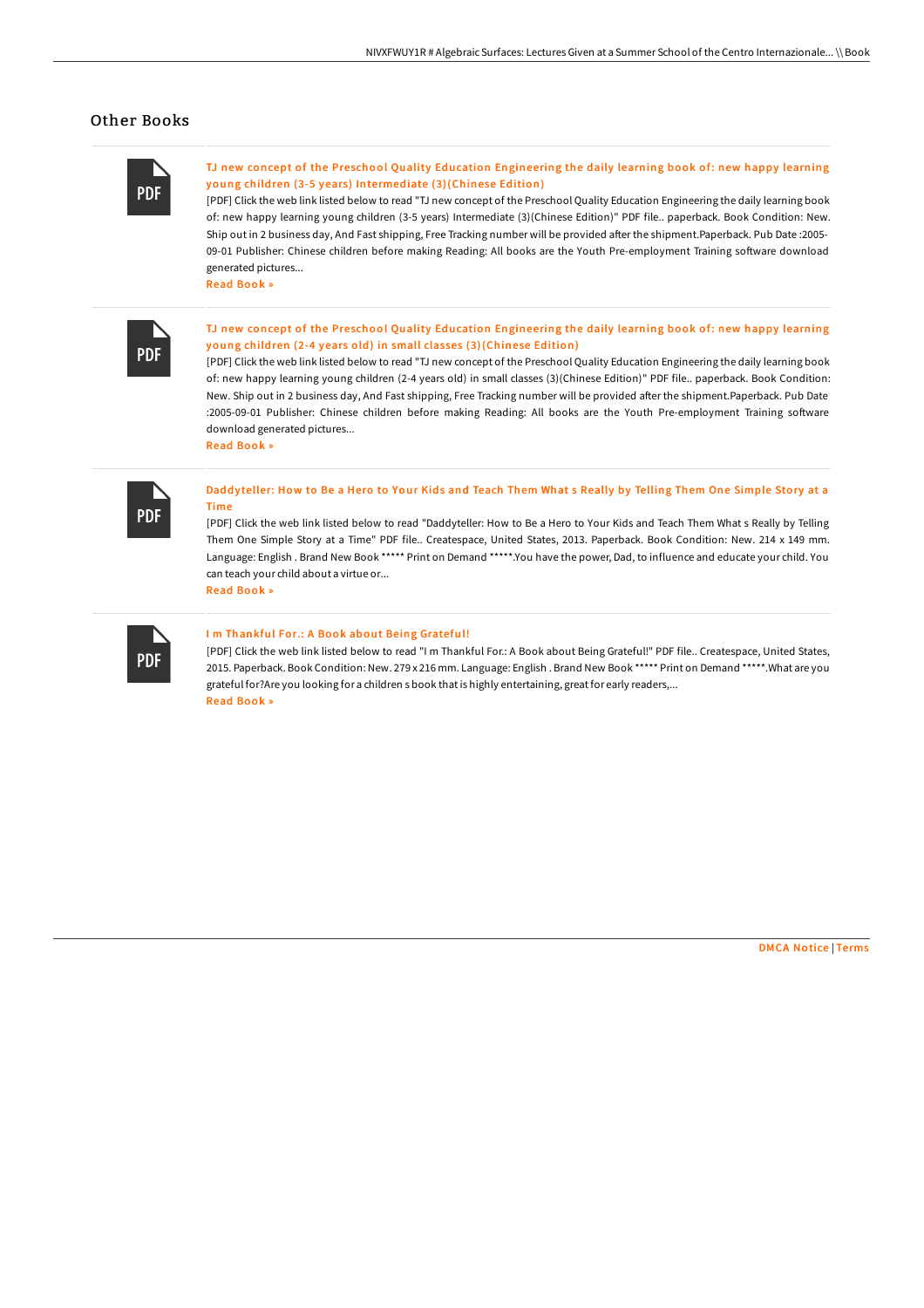## Other Books

### TJ new concept of the Preschool Quality Education Engineering the daily learning book of: new happy learning young children (3-5 years) Intermediate (3)(Chinese Edition)

[PDF] Click the web link listed below to read "TJ new concept of the Preschool Quality Education Engineering the daily learning book of: new happy learning young children (3-5 years) Intermediate (3)(Chinese Edition)" PDF file.. paperback. Book Condition: New. Ship out in 2 business day, And Fast shipping, Free Tracking number will be provided after the shipment.Paperback. Pub Date :2005-09-01 Publisher: Chinese children before making Reading: All books are the Youth Pre-employment Training software download generated pictures...

Read Book »

### TJ new concept of the Preschool Quality Education Engineering the daily learning book of: new happy learning young children (2-4 years old) in small classes (3)(Chinese Edition)

[PDF] Click the web link listed below to read "TJ new concept of the Preschool Quality Education Engineering the daily learning book of: new happy learning young children (2-4 years old) in small classes (3)(Chinese Edition)" PDF file.. paperback. Book Condition: New. Ship out in 2 business day, And Fast shipping, Free Tracking number will be provided after the shipment.Paperback. Pub Date :2005-09-01 Publisher: Chinese children before making Reading: All books are the Youth Pre-employment Training software download generated pictures...

Read Book »

### Daddyteller: How to Be a Hero to Your Kids and Teach Them What s Really by Telling Them One Simple Story at a Time

[PDF] Click the web link listed below to read "Daddyteller: How to Be a Hero to Your Kids and Teach Them What s Really by Telling Them One Simple Story at a Time" PDF file.. Createspace, United States, 2013. Paperback. Book Condition: New. 214 x 149 mm. Language: English . Brand New Book ***** Print on Demand *****.You have the power, Dad, to influence and educate your child. You can teach your child about a virtue or...

Read Book »

### I m Thankful For.: A Book about Being Grateful!

[PDF] Click the web link listed below to read "I m Thankful For.: A Book about Being Grateful!" PDF file.. Createspace, United States, 2015. Paperback. Book Condition: New. 279 x 216 mm. Language: English . Brand New Book ***** Print on Demand *****.What are you grateful for?Are you looking for a children s book that is highly entertaining, great for early readers,...

Read Book »